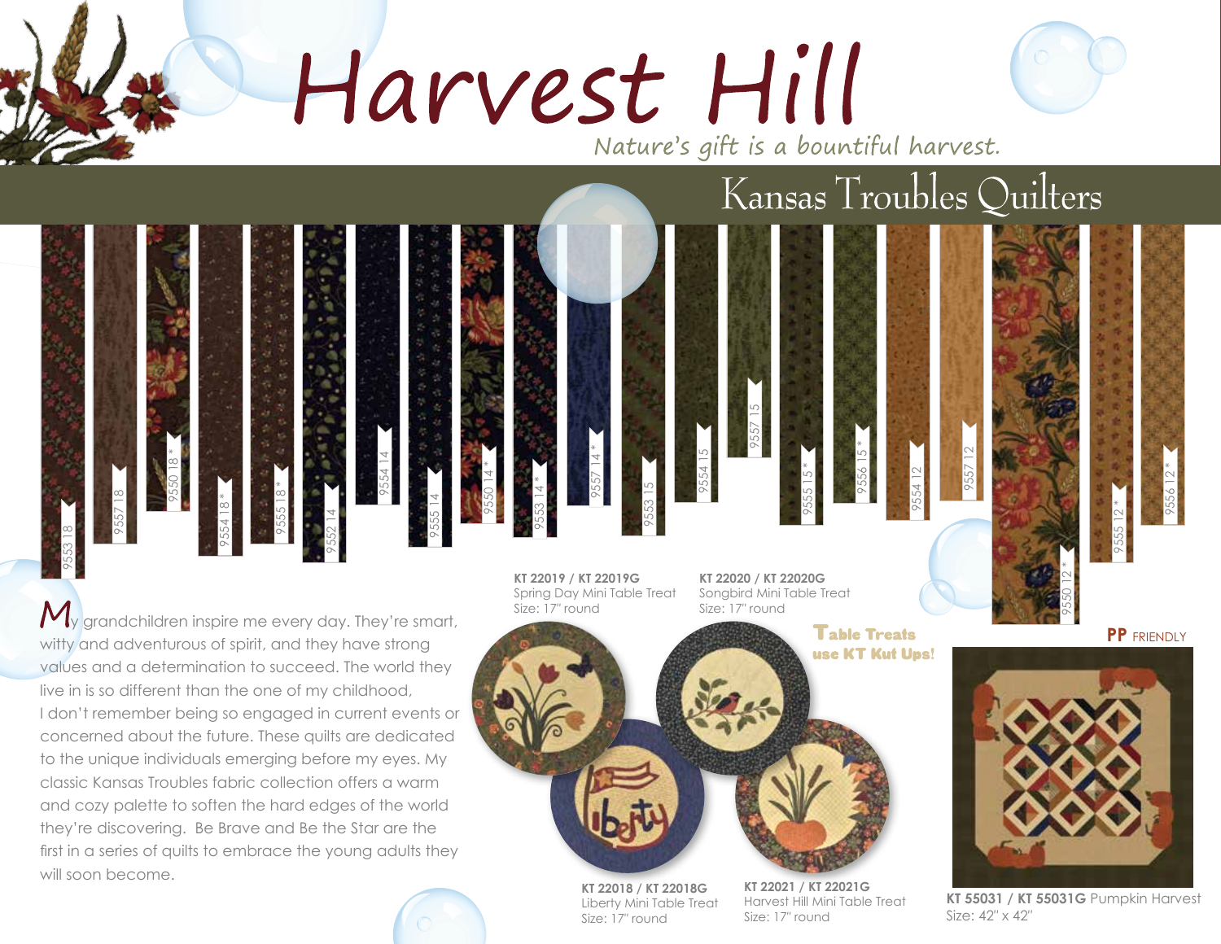# Harvest Hill

*Nature's gift is a bountiful harvest.*

## Kansas Troubles Quilters

9553 18 · 9557 18 · 9550 18 * · 9554 18 * · 9555 18 * · 9552 14 · 9554 14 · 9555 14 · 9550 14 * · 9553 14 * · 9557 14 * · 9553 15 · 9554 15 · 9557 15 · 9555 15 * · 9556 15 * · 9554 12 · 9557 12 · 9550 12 * · 9555 12 * · 9556 12 *

My grandchildren inspire me every day. They're smart, witty and adventurous of spirit, and they have strong values and a determination to succeed. The world they live in is so different than the one of my childhood, I don't remember being so engaged in current events or concerned about the future. These quilts are dedicated to the unique individuals emerging before my eyes. My classic Kansas Troubles fabric collection offers a warm and cozy palette to soften the hard edges of the world they're discovering. Be Brave and Be the Star are the first in a series of quilts to embrace the young adults they will soon become.

**KT 22019 / KT 22019G**
Spring Day Mini Table Treat
Size: 17" round

**KT 22020 / KT 22020G**
Songbird Mini Table Treat
Size: 17" round

**Table Treats use KT Kut Ups!**

**KT 22018 / KT 22018G**
Liberty Mini Table Treat
Size: 17" round

**KT 22021 / KT 22021G**
Harvest Hill Mini Table Treat
Size: 17" round

**PP** FRIENDLY

**KT 55031 / KT 55031G** Pumpkin Harvest
Size: 42" x 42"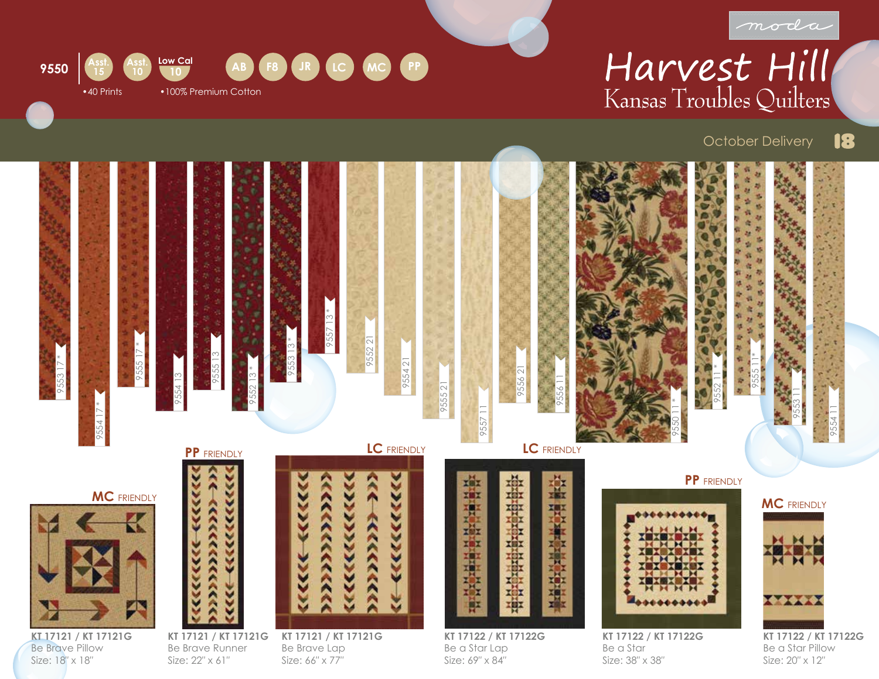moda

# Harvest Hill

## Kansas Troubles Quilters

9550 | Asst. 15 | Asst. 10 | Low Cal 10 | AB | F8 | JR | LC | MC | PP

• 40 Prints • 100% Premium Cotton

October Delivery

9553 17 *
9554 17 *
9555 17 *
9554 13
9555 13
9552 13 *
9553 13 *
9557 13 *
9552 21
9554 21
9555 21
9557 11
9556 21
9556 11
9550 11 *
9552 11 *
9555 11 *
9553 11
9554 11

MC FRIENDLY
KT 17121 / KT 17121G
Be Brave Pillow
Size: 18" x 18"

PP FRIENDLY
KT 17121 / KT 17121G
Be Brave Runner
Size: 22" x 61"

LC FRIENDLY
KT 17121 / KT 17121G
Be Brave Lap
Size: 66" x 77"

LC FRIENDLY
KT 17122 / KT 17122G
Be a Star Lap
Size: 69" x 84"

PP FRIENDLY
KT 17122 / KT 17122G
Be a Star
Size: 38" x 38"

MC FRIENDLY
KT 17122 / KT 17122G
Be a Star Pillow
Size: 20" x 12"